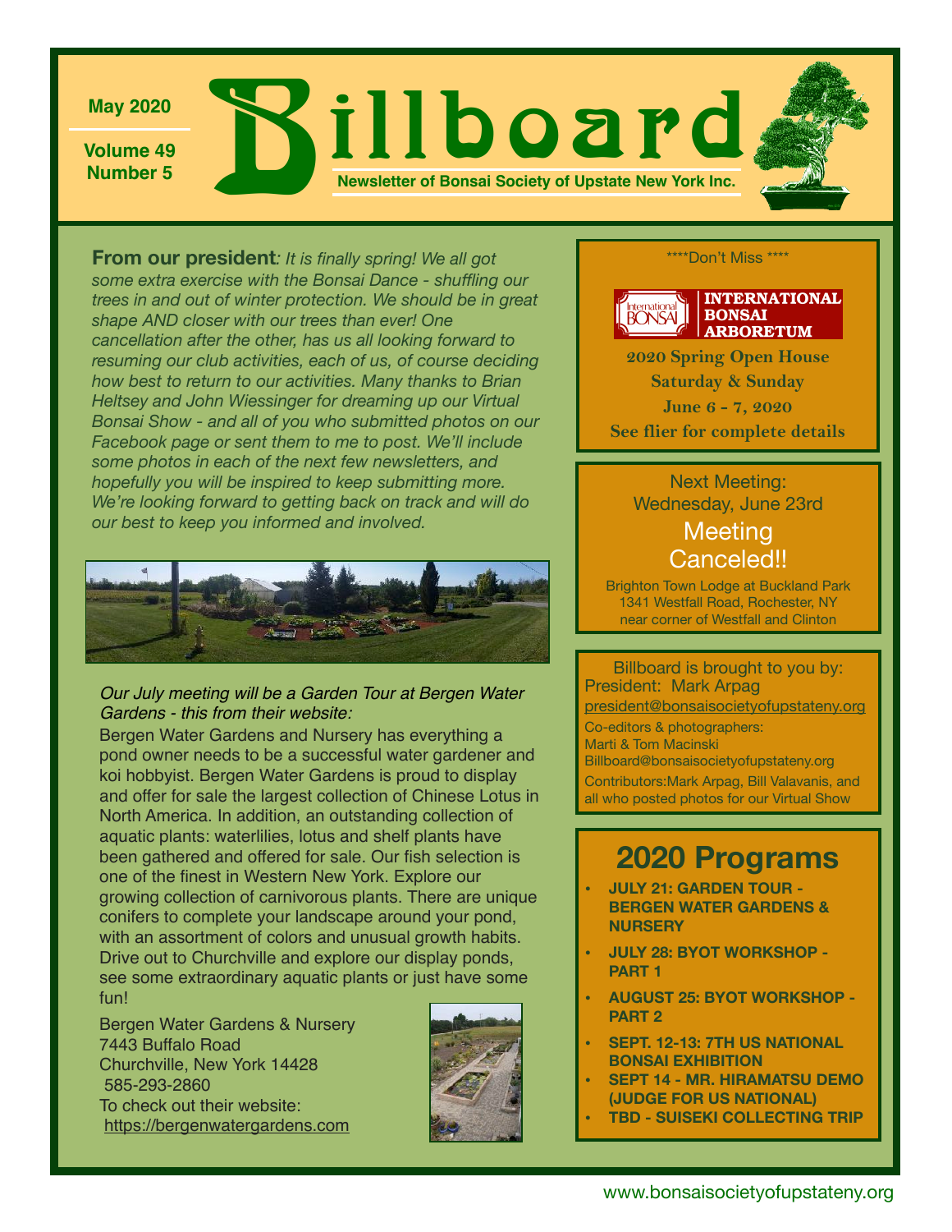May 2020

Volume 49
Number 5

# Billboard

**Newsletter of Bonsai Society of Upstate New York Inc.**

**From our president***: It is finally spring! We all got some extra exercise with the Bonsai Dance - shuffling our trees in and out of winter protection. We should be in great shape AND closer with our trees than ever! One cancellation after the other, has us all looking forward to resuming our club activities, each of us, of course deciding how best to return to our activities. Many thanks to Brian Heltsey and John Wiessinger for dreaming up our Virtual Bonsai Show - and all of you who submitted photos on our Facebook page or sent them to me to post. We'll include some photos in each of the next few newsletters, and hopefully you will be inspired to keep submitting more. We're looking forward to getting back on track and will do our best to keep you informed and involved.*

*Our July meeting will be a Garden Tour at Bergen Water Gardens - this from their website:*

Bergen Water Gardens and Nursery has everything a pond owner needs to be a successful water gardener and koi hobbyist. Bergen Water Gardens is proud to display and offer for sale the largest collection of Chinese Lotus in North America. In addition, an outstanding collection of aquatic plants: waterlilies, lotus and shelf plants have been gathered and offered for sale. Our fish selection is one of the finest in Western New York. Explore our growing collection of carnivorous plants. There are unique conifers to complete your landscape around your pond, with an assortment of colors and unusual growth habits. Drive out to Churchville and explore our display ponds, see some extraordinary aquatic plants or just have some fun!

Bergen Water Gardens & Nursery
7443 Buffalo Road
Churchville, New York 14428
585-293-2860
To check out their website:
https://bergenwatergardens.com

\*\*\*\*Don't Miss \*\*\*\*

**International Bonsai Arboretum**

**2020 Spring Open House**
**Saturday & Sunday**
**June 6 - 7, 2020**
**See flier for complete details**

Next Meeting:
Wednesday, June 23rd

Meeting Canceled!!

Brighton Town Lodge at Buckland Park
1341 Westfall Road, Rochester, NY
near corner of Westfall and Clinton

Billboard is brought to you by:
President: Mark Arpag
president@bonsaisocietyofupstateny.org
Co-editors & photographers:
Marti & Tom Macinski
Billboard@bonsaisocietyofupstateny.org
Contributors: Mark Arpag, Bill Valavanis, and all who posted photos for our Virtual Show

## 2020 Programs

- **JULY 21: GARDEN TOUR - BERGEN WATER GARDENS & NURSERY**
- **JULY 28: BYOT WORKSHOP - PART 1**
- **AUGUST 25: BYOT WORKSHOP - PART 2**
- **SEPT. 12-13: 7TH US NATIONAL BONSAI EXHIBITION**
- **SEPT 14 - MR. HIRAMATSU DEMO (JUDGE FOR US NATIONAL)**
- **TBD - SUISEKI COLLECTING TRIP**

www.bonsaisocietyofupstateny.org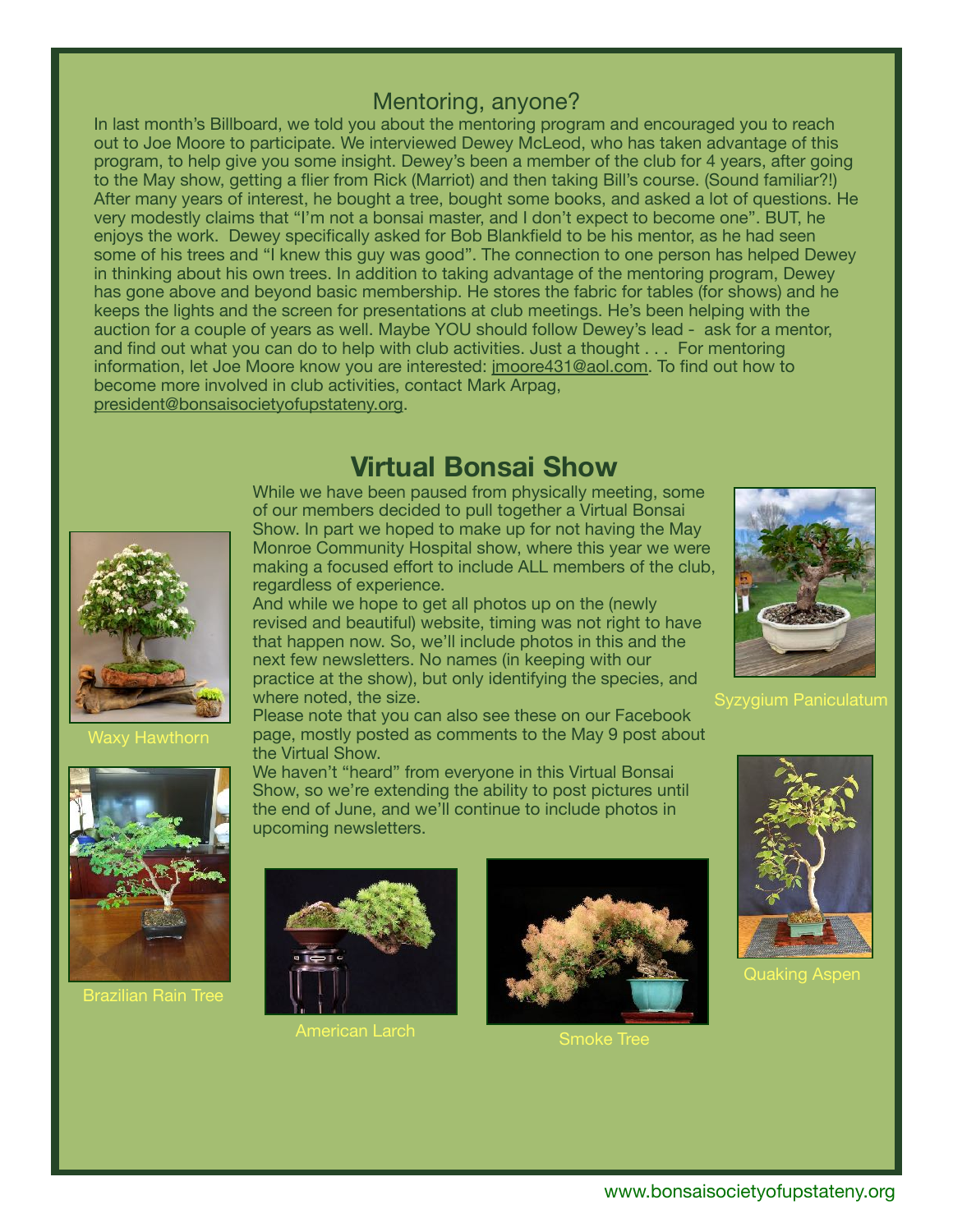## Mentoring, anyone?

In last month's Billboard, we told you about the mentoring program and encouraged you to reach out to Joe Moore to participate. We interviewed Dewey McLeod, who has taken advantage of this program, to help give you some insight. Dewey's been a member of the club for 4 years, after going to the May show, getting a flier from Rick (Marriot) and then taking Bill's course. (Sound familiar?!) After many years of interest, he bought a tree, bought some books, and asked a lot of questions. He very modestly claims that "I'm not a bonsai master, and I don't expect to become one". BUT, he enjoys the work. Dewey specifically asked for Bob Blankfield to be his mentor, as he had seen some of his trees and "I knew this guy was good". The connection to one person has helped Dewey in thinking about his own trees. In addition to taking advantage of the mentoring program, Dewey has gone above and beyond basic membership. He stores the fabric for tables (for shows) and he keeps the lights and the screen for presentations at club meetings. He's been helping with the auction for a couple of years as well. Maybe YOU should follow Dewey's lead - ask for a mentor, and find out what you can do to help with club activities. Just a thought . . . For mentoring information, let Joe Moore know you are interested: jmoore431@aol.com. To find out how to become more involved in club activities, contact Mark Arpag, president@bonsaisocietyofupstateny.org.

## Virtual Bonsai Show

While we have been paused from physically meeting, some of our members decided to pull together a Virtual Bonsai Show. In part we hoped to make up for not having the May Monroe Community Hospital show, where this year we were making a focused effort to include ALL members of the club, regardless of experience.

And while we hope to get all photos up on the (newly revised and beautiful) website, timing was not right to have that happen now. So, we'll include photos in this and the next few newsletters. No names (in keeping with our practice at the show), but only identifying the species, and where noted, the size.

Please note that you can also see these on our Facebook page, mostly posted as comments to the May 9 post about the Virtual Show.

We haven't "heard" from everyone in this Virtual Bonsai Show, so we're extending the ability to post pictures until the end of June, and we'll continue to include photos in upcoming newsletters.

Waxy Hawthorn

Syzygium Paniculatum

Brazilian Rain Tree

American Larch

Smoke Tree

Quaking Aspen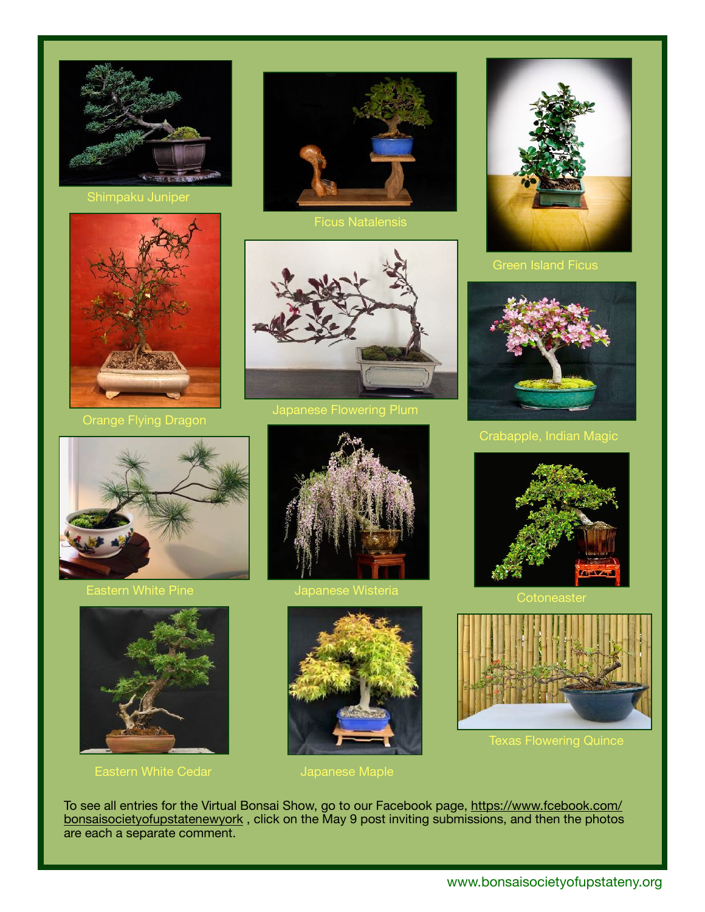Shimpaku Juniper

Ficus Natalensis

Green Island Ficus

Orange Flying Dragon

Japanese Flowering Plum

Crabapple, Indian Magic

Eastern White Pine

Japanese Wisteria

Cotoneaster

Eastern White Cedar

Japanese Maple

Texas Flowering Quince

To see all entries for the Virtual Bonsai Show, go to our Facebook page, https://www.fcebook.com/bonsaisocietyofupstatenewyork , click on the May 9 post inviting submissions, and then the photos are each a separate comment.

www.bonsaisocietyofupstateny.org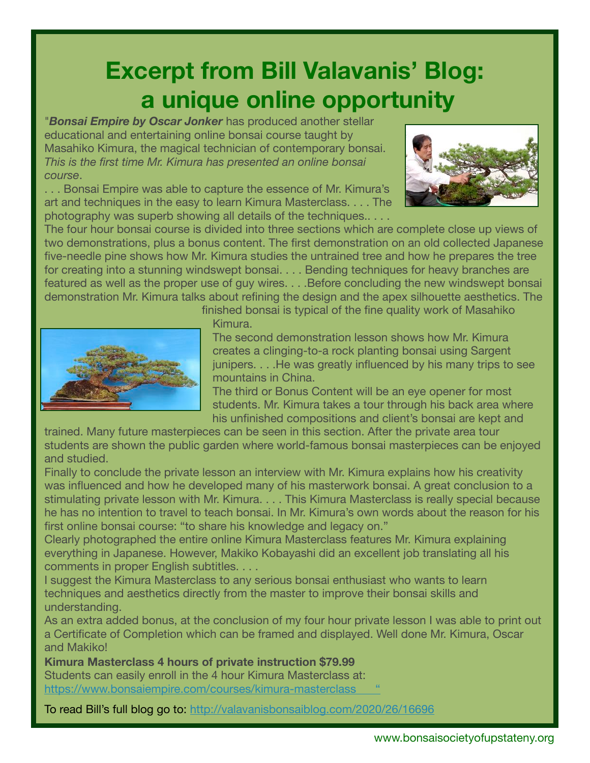# Excerpt from Bill Valavanis' Blog: a unique online opportunity

"***Bonsai Empire by Oscar Jonker*** has produced another stellar educational and entertaining online bonsai course taught by Masahiko Kimura, the magical technician of contemporary bonsai. *This is the first time Mr. Kimura has presented an online bonsai course*.

. . . Bonsai Empire was able to capture the essence of Mr. Kimura's art and techniques in the easy to learn Kimura Masterclass. . . . The photography was superb showing all details of the techniques.. . . .

The four hour bonsai course is divided into three sections which are complete close up views of two demonstrations, plus a bonus content. The first demonstration on an old collected Japanese five-needle pine shows how Mr. Kimura studies the untrained tree and how he prepares the tree for creating into a stunning windswept bonsai. . . . Bending techniques for heavy branches are featured as well as the proper use of guy wires. . . .Before concluding the new windswept bonsai demonstration Mr. Kimura talks about refining the design and the apex silhouette aesthetics. The finished bonsai is typical of the fine quality work of Masahiko Kimura.

The second demonstration lesson shows how Mr. Kimura creates a clinging-to-a rock planting bonsai using Sargent junipers. . . .He was greatly influenced by his many trips to see mountains in China.

The third or Bonus Content will be an eye opener for most students. Mr. Kimura takes a tour through his back area where his unfinished compositions and client's bonsai are kept and trained. Many future masterpieces can be seen in this section. After the private area tour students are shown the public garden where world-famous bonsai masterpieces can be enjoyed and studied.

Finally to conclude the private lesson an interview with Mr. Kimura explains how his creativity was influenced and how he developed many of his masterwork bonsai. A great conclusion to a stimulating private lesson with Mr. Kimura. . . . This Kimura Masterclass is really special because he has no intention to travel to teach bonsai. In Mr. Kimura's own words about the reason for his first online bonsai course: "to share his knowledge and legacy on."

Clearly photographed the entire online Kimura Masterclass features Mr. Kimura explaining everything in Japanese. However, Makiko Kobayashi did an excellent job translating all his comments in proper English subtitles. . . .

I suggest the Kimura Masterclass to any serious bonsai enthusiast who wants to learn techniques and aesthetics directly from the master to improve their bonsai skills and understanding.

As an extra added bonus, at the conclusion of my four hour private lesson I was able to print out a Certificate of Completion which can be framed and displayed. Well done Mr. Kimura, Oscar and Makiko!

**Kimura Masterclass 4 hours of private instruction $79.99**

Students can easily enroll in the 4 hour Kimura Masterclass at:
https://www.bonsaiempire.com/courses/kimura-masterclass "

To read Bill's full blog go to: http://valavanisbonsaiblog.com/2020/26/16696